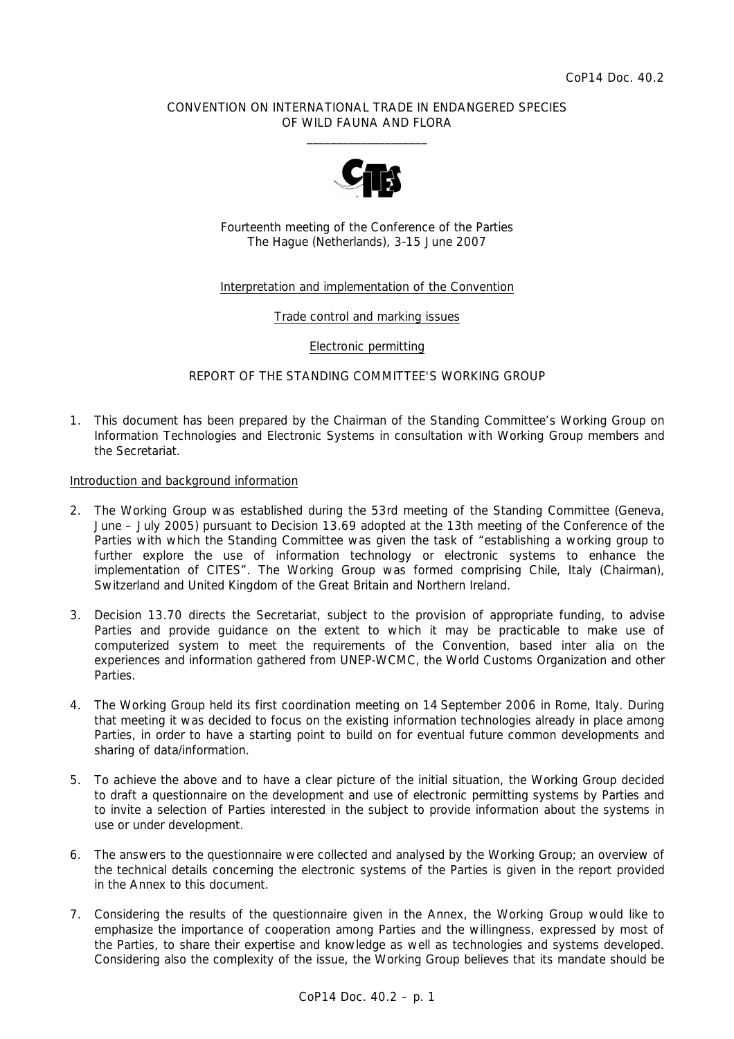CoP14 Doc. 40.2

CONVENTION ON INTERNATIONAL TRADE IN ENDANGERED SPECIES
OF WILD FAUNA AND FLORA

\_\_\_\_\_\_\_\_\_\_\_\_\_\_\_\_\_\_\_\_

Fourteenth meeting of the Conference of the Parties
The Hague (Netherlands), 3-15 June 2007

Interpretation and implementation of the Convention

Trade control and marking issues

Electronic permitting

REPORT OF THE STANDING COMMITTEE'S WORKING GROUP

1. This document has been prepared by the Chairman of the Standing Committee's Working Group on Information Technologies and Electronic Systems in consultation with Working Group members and the Secretariat.

Introduction and background information

2. The Working Group was established during the 53rd meeting of the Standing Committee (Geneva, June – July 2005) pursuant to Decision 13.69 adopted at the 13th meeting of the Conference of the Parties with which the Standing Committee was given the task of "establishing a working group to further explore the use of information technology or electronic systems to enhance the implementation of CITES". The Working Group was formed comprising Chile, Italy (Chairman), Switzerland and United Kingdom of the Great Britain and Northern Ireland.

3. Decision 13.70 directs the Secretariat, subject to the provision of appropriate funding, to advise Parties and provide guidance on the extent to which it may be practicable to make use of computerized system to meet the requirements of the Convention, based inter alia on the experiences and information gathered from UNEP-WCMC, the World Customs Organization and other Parties.

4. The Working Group held its first coordination meeting on 14 September 2006 in Rome, Italy. During that meeting it was decided to focus on the existing information technologies already in place among Parties, in order to have a starting point to build on for eventual future common developments and sharing of data/information.

5. To achieve the above and to have a clear picture of the initial situation, the Working Group decided to draft a questionnaire on the development and use of electronic permitting systems by Parties and to invite a selection of Parties interested in the subject to provide information about the systems in use or under development.

6. The answers to the questionnaire were collected and analysed by the Working Group; an overview of the technical details concerning the electronic systems of the Parties is given in the report provided in the Annex to this document.

7. Considering the results of the questionnaire given in the Annex, the Working Group would like to emphasize the importance of cooperation among Parties and the willingness, expressed by most of the Parties, to share their expertise and knowledge as well as technologies and systems developed. Considering also the complexity of the issue, the Working Group believes that its mandate should be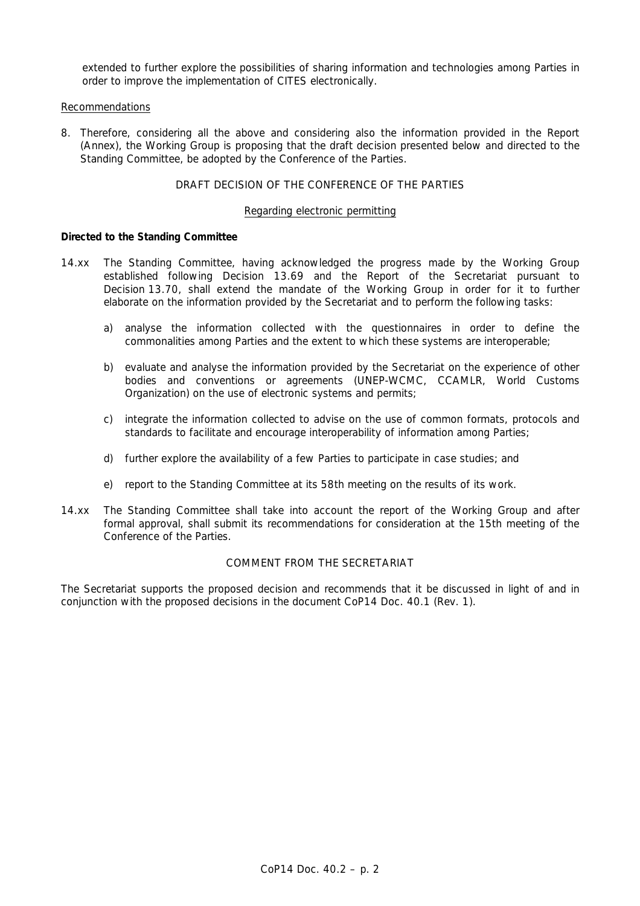extended to further explore the possibilities of sharing information and technologies among Parties in order to improve the implementation of CITES electronically.

Recommendations

8. Therefore, considering all the above and considering also the information provided in the Report (Annex), the Working Group is proposing that the draft decision presented below and directed to the Standing Committee, be adopted by the Conference of the Parties.

DRAFT DECISION OF THE CONFERENCE OF THE PARTIES

Regarding electronic permitting

**Directed to the Standing Committee**

14.xx The Standing Committee, having acknowledged the progress made by the Working Group established following Decision 13.69 and the Report of the Secretariat pursuant to Decision 13.70, shall extend the mandate of the Working Group in order for it to further elaborate on the information provided by the Secretariat and to perform the following tasks:

a) analyse the information collected with the questionnaires in order to define the commonalities among Parties and the extent to which these systems are interoperable;

b) evaluate and analyse the information provided by the Secretariat on the experience of other bodies and conventions or agreements (UNEP-WCMC, CCAMLR, World Customs Organization) on the use of electronic systems and permits;

c) integrate the information collected to advise on the use of common formats, protocols and standards to facilitate and encourage interoperability of information among Parties;

d) further explore the availability of a few Parties to participate in case studies; and

e) report to the Standing Committee at its 58th meeting on the results of its work.

14.xx The Standing Committee shall take into account the report of the Working Group and after formal approval, shall submit its recommendations for consideration at the 15th meeting of the Conference of the Parties.

COMMENT FROM THE SECRETARIAT

The Secretariat supports the proposed decision and recommends that it be discussed in light of and in conjunction with the proposed decisions in the document CoP14 Doc. 40.1 (Rev. 1).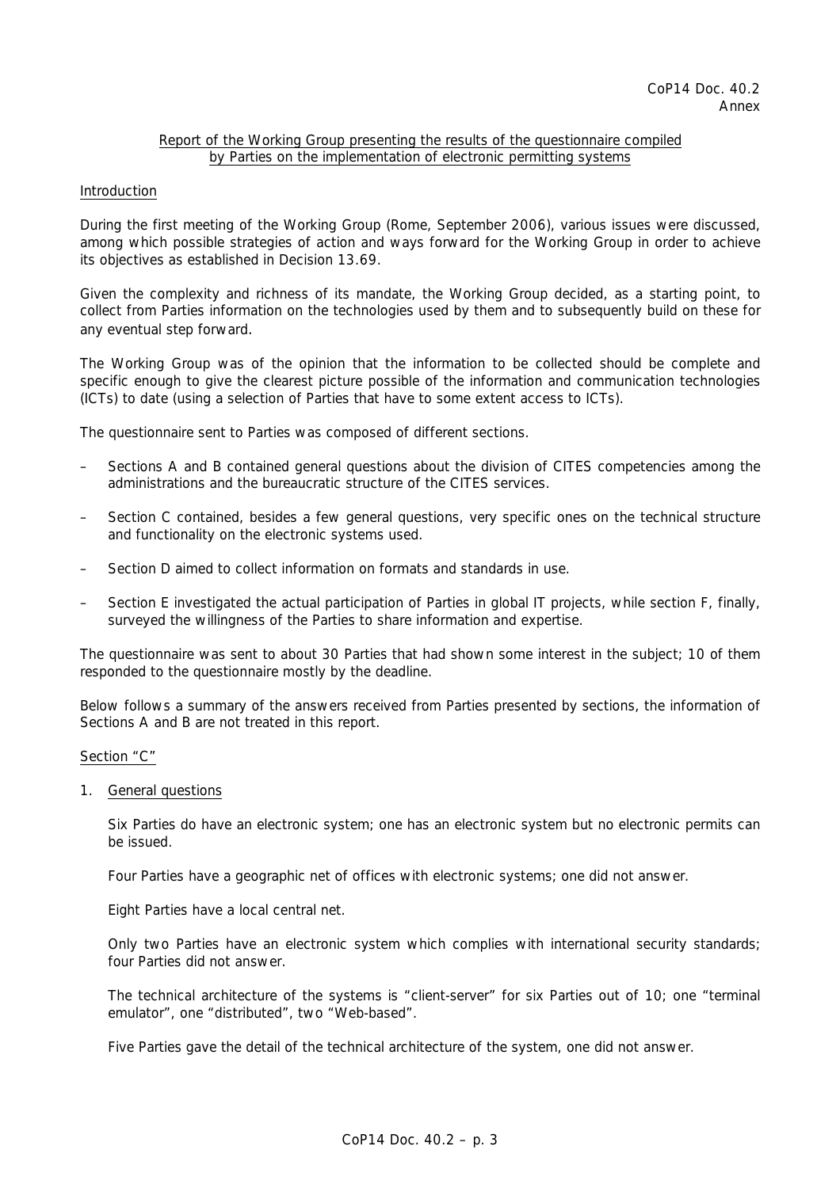Report of the Working Group presenting the results of the questionnaire compiled by Parties on the implementation of electronic permitting systems

## Introduction

During the first meeting of the Working Group (Rome, September 2006), various issues were discussed, among which possible strategies of action and ways forward for the Working Group in order to achieve its objectives as established in Decision 13.69.

Given the complexity and richness of its mandate, the Working Group decided, as a starting point, to collect from Parties information on the technologies used by them and to subsequently build on these for any eventual step forward.

The Working Group was of the opinion that the information to be collected should be complete and specific enough to give the clearest picture possible of the information and communication technologies (ICTs) to date (using a selection of Parties that have to some extent access to ICTs).

The questionnaire sent to Parties was composed of different sections.

- Sections A and B contained general questions about the division of CITES competencies among the administrations and the bureaucratic structure of the CITES services.
- Section C contained, besides a few general questions, very specific ones on the technical structure and functionality on the electronic systems used.
- Section D aimed to collect information on formats and standards in use.
- Section E investigated the actual participation of Parties in global IT projects, while section F, finally, surveyed the willingness of the Parties to share information and expertise.

The questionnaire was sent to about 30 Parties that had shown some interest in the subject; 10 of them responded to the questionnaire mostly by the deadline.

Below follows a summary of the answers received from Parties presented by sections, the information of Sections A and B are not treated in this report.

## Section "C"

1. General questions

   Six Parties do have an electronic system; one has an electronic system but no electronic permits can be issued.

   Four Parties have a geographic net of offices with electronic systems; one did not answer.

   Eight Parties have a local central net.

   Only two Parties have an electronic system which complies with international security standards; four Parties did not answer.

   The technical architecture of the systems is "client-server" for six Parties out of 10; one "terminal emulator", one "distributed", two "Web-based".

   Five Parties gave the detail of the technical architecture of the system, one did not answer.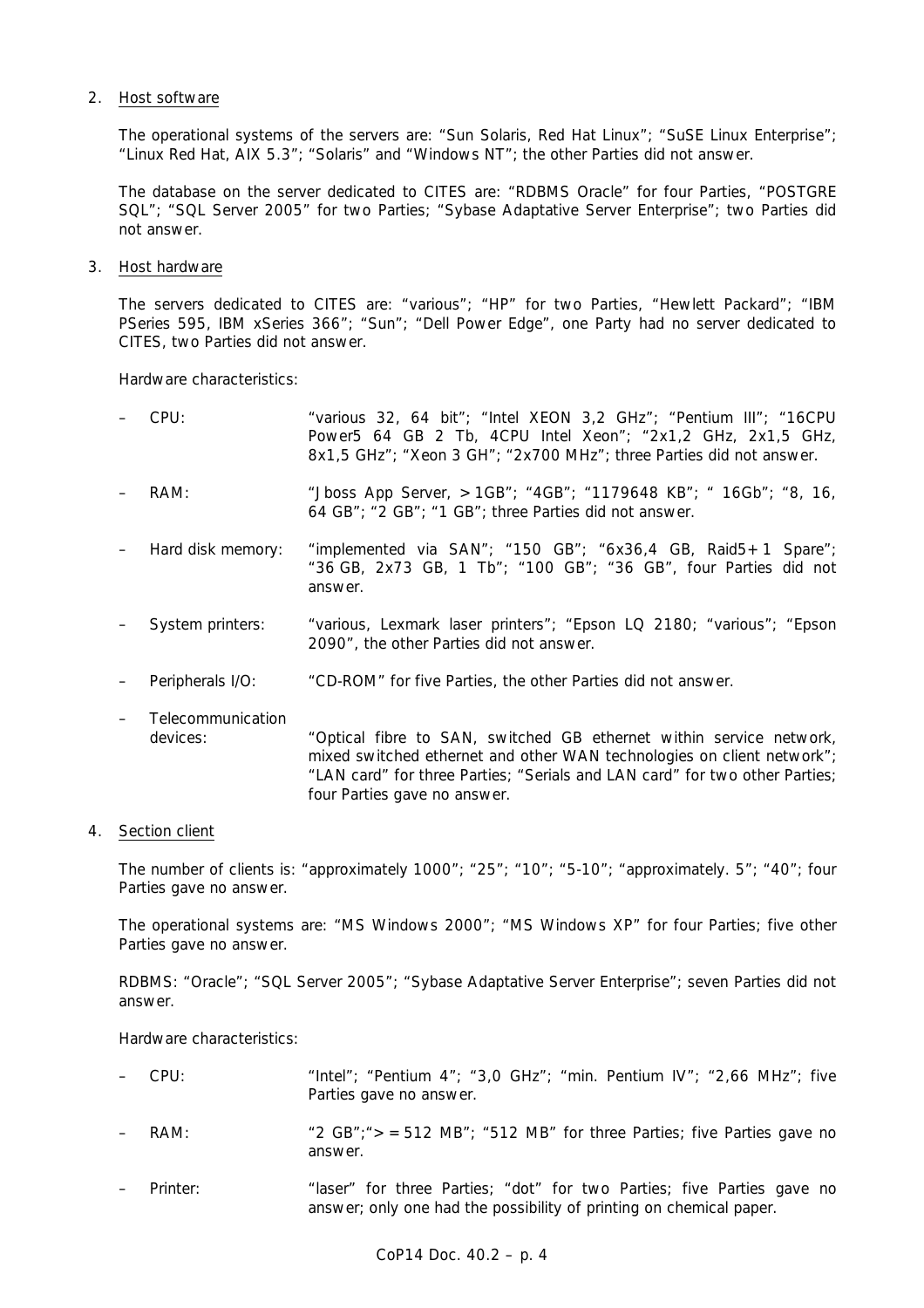2. Host software

   The operational systems of the servers are: "Sun Solaris, Red Hat Linux"; "SuSE Linux Enterprise"; "Linux Red Hat, AIX 5.3"; "Solaris" and "Windows NT"; the other Parties did not answer.

   The database on the server dedicated to CITES are: "RDBMS Oracle" for four Parties, "POSTGRE SQL"; "SQL Server 2005" for two Parties; "Sybase Adaptative Server Enterprise"; two Parties did not answer.

3. Host hardware

   The servers dedicated to CITES are: "various"; "HP" for two Parties, "Hewlett Packard"; "IBM PSeries 595, IBM xSeries 366"; "Sun"; "Dell Power Edge", one Party had no server dedicated to CITES, two Parties did not answer.

   Hardware characteristics:

   – CPU: "various 32, 64 bit"; "Intel XEON 3,2 GHz"; "Pentium III"; "16CPU Power5 64 GB 2 Tb, 4CPU Intel Xeon"; "2x1,2 GHz, 2x1,5 GHz, 8x1,5 GHz"; "Xeon 3 GH"; "2x700 MHz"; three Parties did not answer.

   – RAM: "Jboss App Server, > 1GB"; "4GB"; "1179648 KB"; " 16Gb"; "8, 16, 64 GB"; "2 GB"; "1 GB"; three Parties did not answer.

   – Hard disk memory: "implemented via SAN"; "150 GB"; "6x36,4 GB, Raid5+1 Spare"; "36 GB, 2x73 GB, 1 Tb"; "100 GB"; "36 GB", four Parties did not answer.

   – System printers: "various, Lexmark laser printers"; "Epson LQ 2180; "various"; "Epson 2090", the other Parties did not answer.

   – Peripherals I/O: "CD-ROM" for five Parties, the other Parties did not answer.

   – Telecommunication devices: "Optical fibre to SAN, switched GB ethernet within service network, mixed switched ethernet and other WAN technologies on client network"; "LAN card" for three Parties; "Serials and LAN card" for two other Parties; four Parties gave no answer.

4. Section client

   The number of clients is: "approximately 1000"; "25"; "10"; "5-10"; "approximately. 5"; "40"; four Parties gave no answer.

   The operational systems are: "MS Windows 2000"; "MS Windows XP" for four Parties; five other Parties gave no answer.

   RDBMS: "Oracle"; "SQL Server 2005"; "Sybase Adaptative Server Enterprise"; seven Parties did not answer.

   Hardware characteristics:

   – CPU: "Intel"; "Pentium 4"; "3,0 GHz"; "min. Pentium IV"; "2,66 MHz"; five Parties gave no answer.

   – RAM: "2 GB";">= 512 MB"; "512 MB" for three Parties; five Parties gave no answer.

   – Printer: "laser" for three Parties; "dot" for two Parties; five Parties gave no answer; only one had the possibility of printing on chemical paper.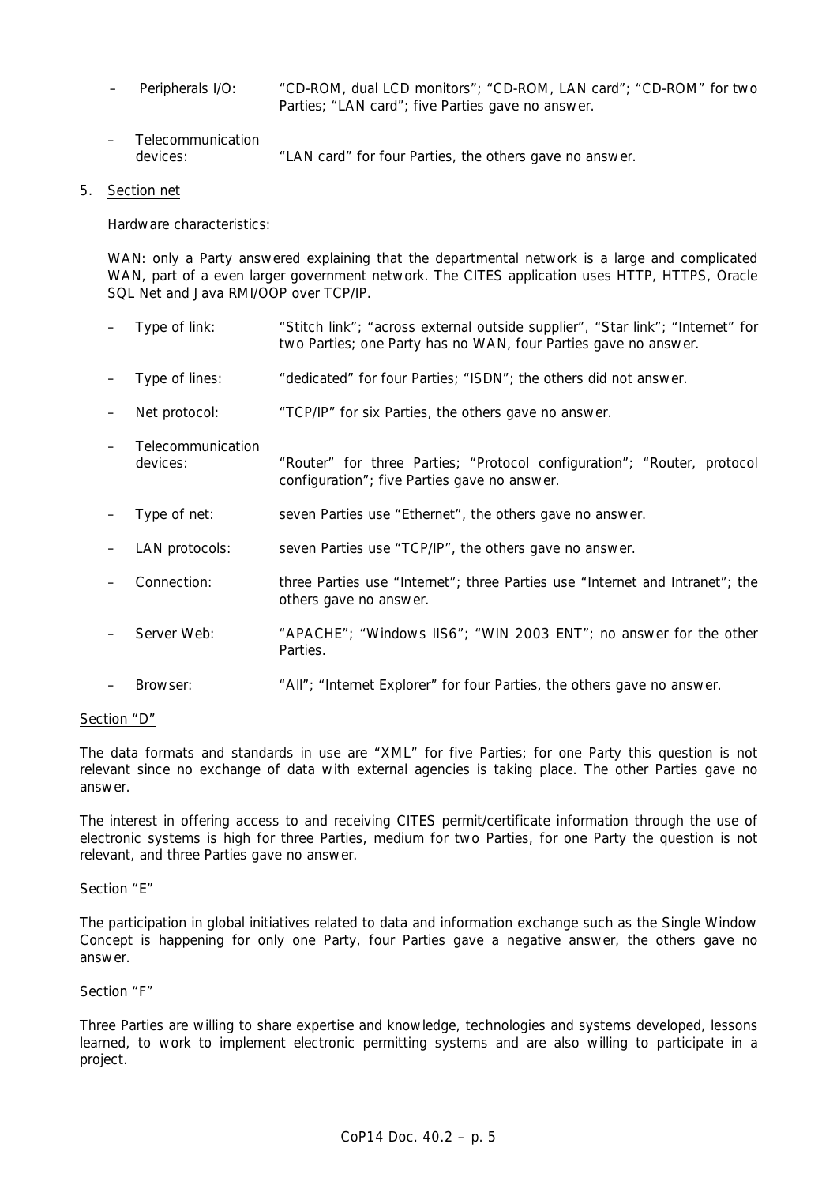- Peripherals I/O: "CD-ROM, dual LCD monitors"; "CD-ROM, LAN card"; "CD-ROM" for two Parties; "LAN card"; five Parties gave no answer.

- Telecommunication devices: "LAN card" for four Parties, the others gave no answer.

5. Section net

Hardware characteristics:

WAN: only a Party answered explaining that the departmental network is a large and complicated WAN, part of a even larger government network. The CITES application uses HTTP, HTTPS, Oracle SQL Net and Java RMI/OOP over TCP/IP.

- Type of link: "Stitch link"; "across external outside supplier", "Star link"; "Internet" for two Parties; one Party has no WAN, four Parties gave no answer.

- Type of lines: "dedicated" for four Parties; "ISDN"; the others did not answer.

- Net protocol: "TCP/IP" for six Parties, the others gave no answer.

- Telecommunication devices: "Router" for three Parties; "Protocol configuration"; "Router, protocol configuration"; five Parties gave no answer.

- Type of net: seven Parties use "Ethernet", the others gave no answer.

- LAN protocols: seven Parties use "TCP/IP", the others gave no answer.

- Connection: three Parties use "Internet"; three Parties use "Internet and Intranet"; the others gave no answer.

- Server Web: "APACHE"; "Windows IIS6"; "WIN 2003 ENT"; no answer for the other Parties.

- Browser: "All"; "Internet Explorer" for four Parties, the others gave no answer.

Section "D"

The data formats and standards in use are "XML" for five Parties; for one Party this question is not relevant since no exchange of data with external agencies is taking place. The other Parties gave no answer.

The interest in offering access to and receiving CITES permit/certificate information through the use of electronic systems is high for three Parties, medium for two Parties, for one Party the question is not relevant, and three Parties gave no answer.

Section "E"

The participation in global initiatives related to data and information exchange such as the Single Window Concept is happening for only one Party, four Parties gave a negative answer, the others gave no answer.

Section "F"

Three Parties are willing to share expertise and knowledge, technologies and systems developed, lessons learned, to work to implement electronic permitting systems and are also willing to participate in a project.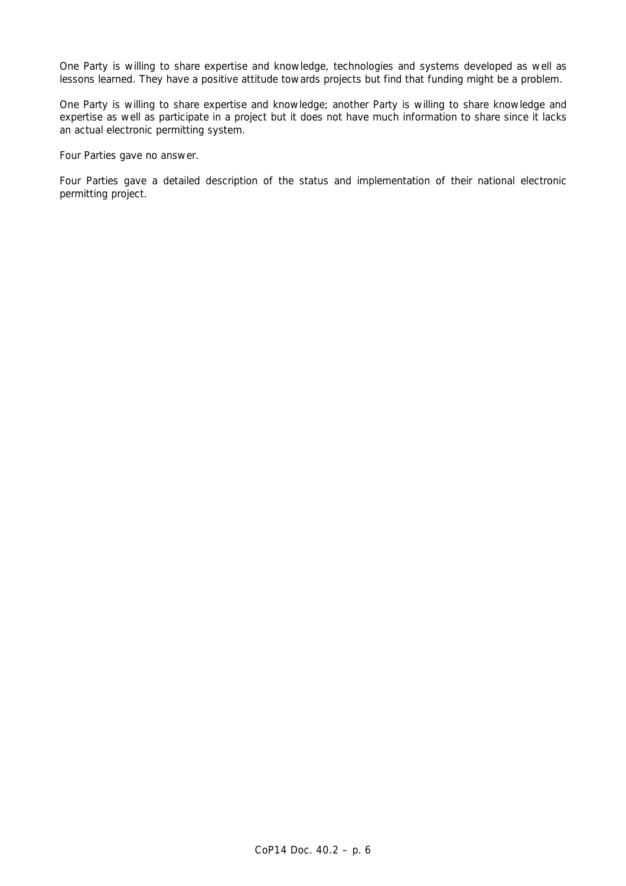One Party is willing to share expertise and knowledge, technologies and systems developed as well as lessons learned. They have a positive attitude towards projects but find that funding might be a problem.

One Party is willing to share expertise and knowledge; another Party is willing to share knowledge and expertise as well as participate in a project but it does not have much information to share since it lacks an actual electronic permitting system.

Four Parties gave no answer.

Four Parties gave a detailed description of the status and implementation of their national electronic permitting project.